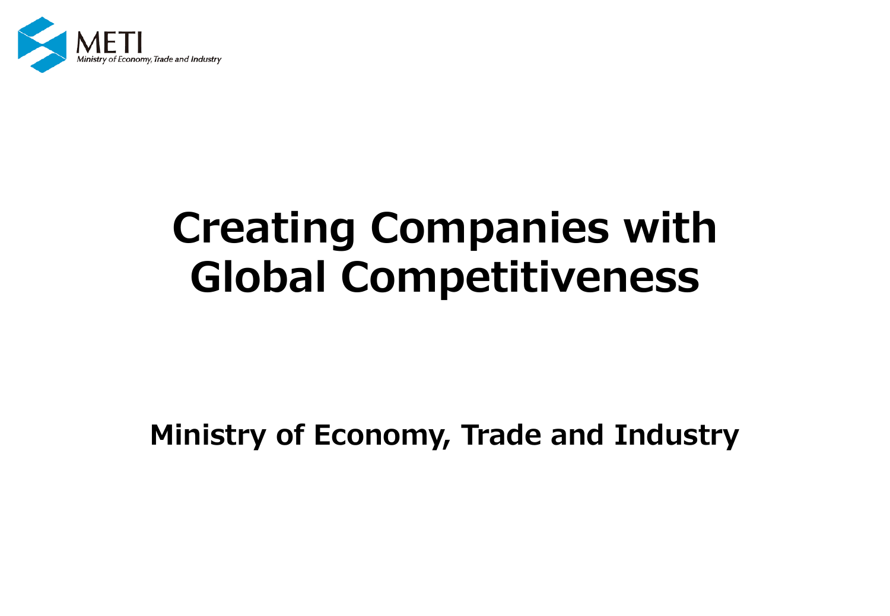# Creating Companies with Global Competitiveness

**Ministry of Economy, Trade and Industry**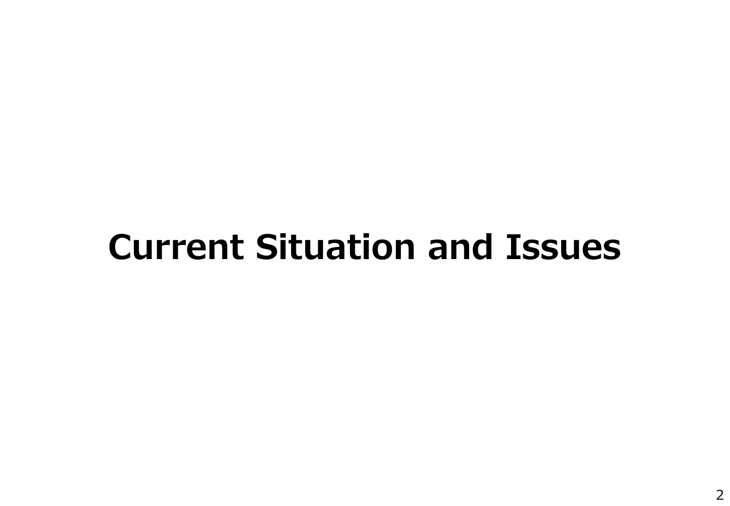# Current Situation and Issues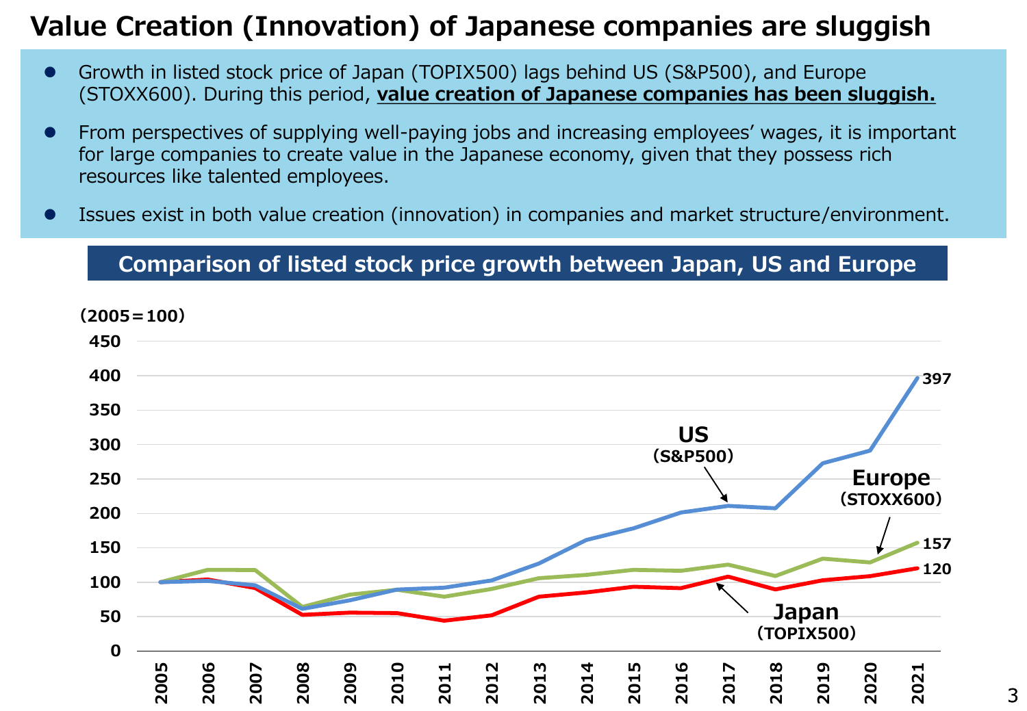# Value Creation (Innovation) of Japanese companies are sluggish

- Growth in listed stock price of Japan (TOPIX500) lags behind US (S&P500), and Europe (STOXX600). During this period, **value creation of Japanese companies has been sluggish.**
- From perspectives of supplying well-paying jobs and increasing employees' wages, it is important for large companies to create value in the Japanese economy, given that they possess rich resources like talented employees.
- Issues exist in both value creation (innovation) in companies and market structure/environment.

## Comparison of listed stock price growth between Japan, US and Europe

(2005＝100)

US (S&P500): 397 (2021)

Europe (STOXX600): 157 (2021)

Japan (TOPIX500): 120 (2021)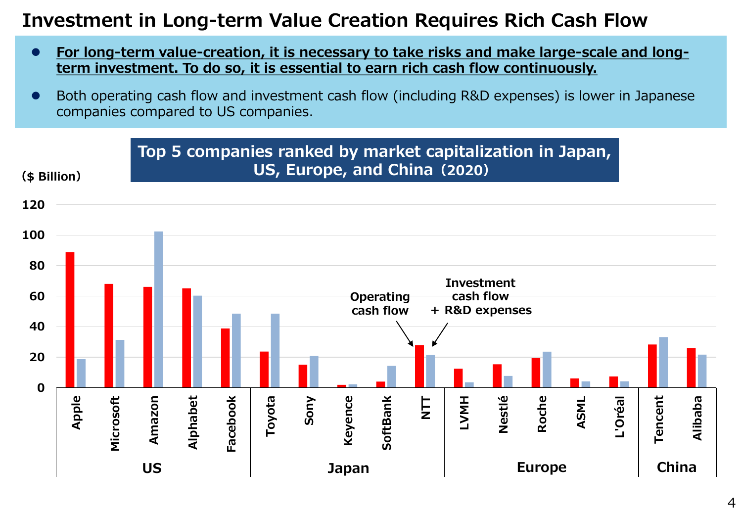# Investment in Long-term Value Creation Requires Rich Cash Flow

- **For long-term value-creation, it is necessary to take risks and make large-scale and long-term investment. To do so, it is essential to earn rich cash flow continuously.**
- Both operating cash flow and investment cash flow (including R&D expenses) is lower in Japanese companies compared to US companies.

**Top 5 companies ranked by market capitalization in Japan, US, Europe, and China（2020）**

($ Billion)

Operating cash flow

Investment cash flow + R&D expenses

0, 20, 40, 60, 80, 100, 120

US: Apple, Microsoft, Amazon, Alphabet, Facebook

Japan: Toyota, Sony, Keyence, SoftBank, NTT

Europe: LVMH, Nestlé, Roche, ASML, L'Oréal

China: Tencent, Alibaba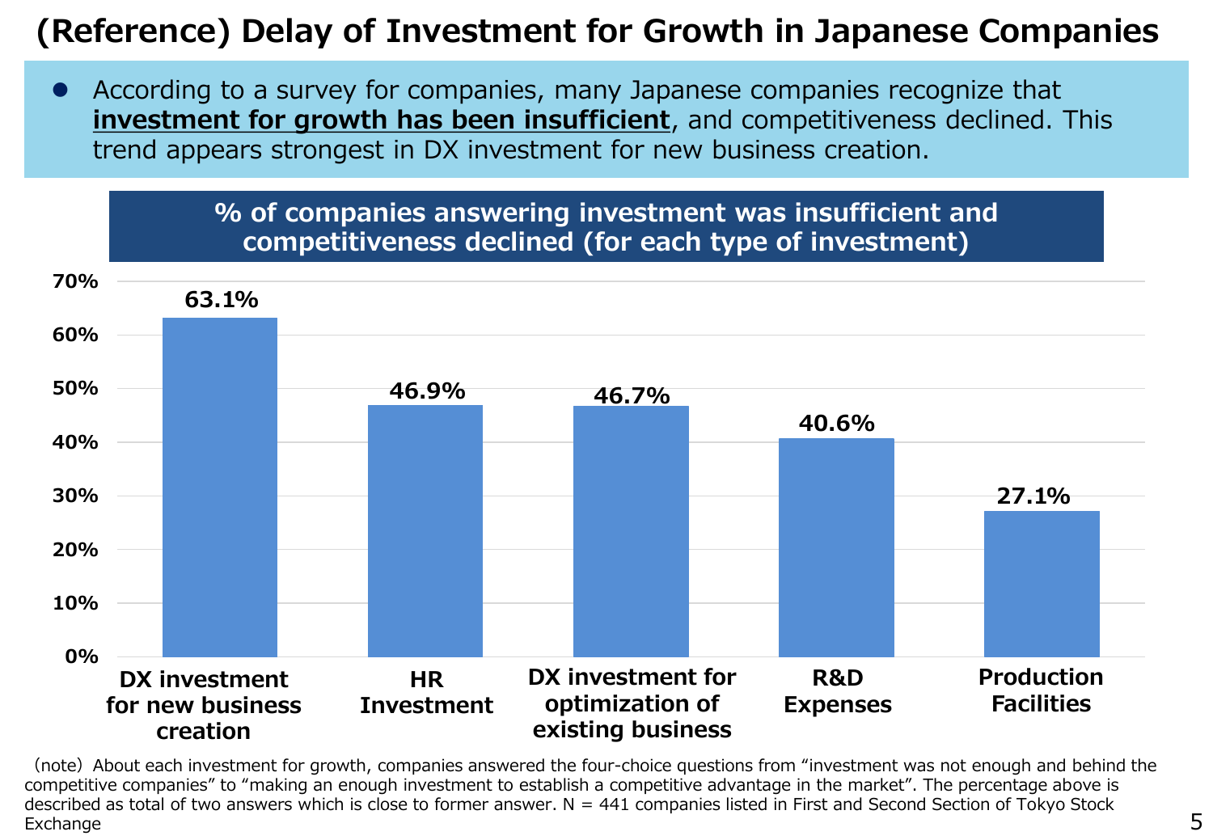# (Reference) Delay of Investment for Growth in Japanese Companies

- According to a survey for companies, many Japanese companies recognize that **investment for growth has been insufficient**, and competitiveness declined. This trend appears strongest in DX investment for new business creation.

**% of companies answering investment was insufficient and competitiveness declined (for each type of investment)**

| Type of investment | % |
|---|---|
| DX investment for new business creation | 63.1% |
| HR Investment | 46.9% |
| DX investment for optimization of existing business | 46.7% |
| R&D Expenses | 40.6% |
| Production Facilities | 27.1% |

（note）About each investment for growth, companies answered the four-choice questions from “investment was not enough and behind the competitive companies” to “making an enough investment to establish a competitive advantage in the market”. The percentage above is described as total of two answers which is close to former answer. N = 441 companies listed in First and Second Section of Tokyo Stock Exchange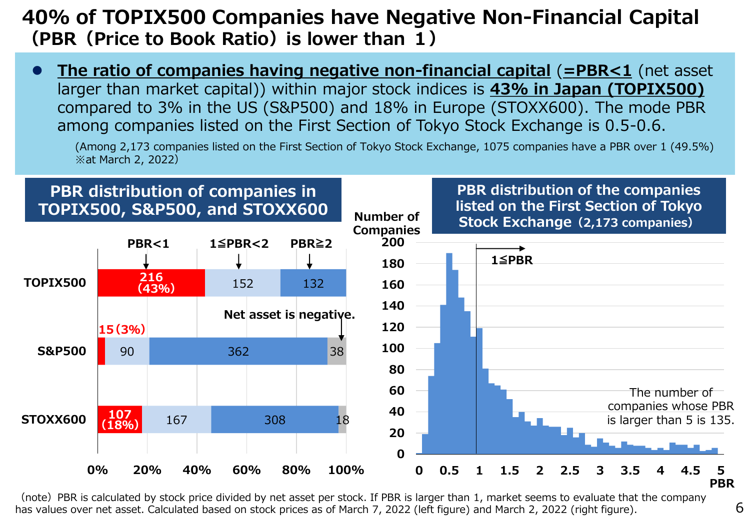# 40% of TOPIX500 Companies have Negative Non-Financial Capital （PBR（Price to Book Ratio）is lower than １）

- **The ratio of companies having negative non-financial capital** (**=PBR<1** (net asset larger than market capital)) within major stock indices is **43% in Japan (TOPIX500)** compared to 3% in the US (S&P500) and 18% in Europe (STOXX600). The mode PBR among companies listed on the First Section of Tokyo Stock Exchange is 0.5-0.6.

  (Among 2,173 companies listed on the First Section of Tokyo Stock Exchange, 1075 companies have a PBR over 1 (49.5%) ※at March 2, 2022)

## PBR distribution of companies in TOPIX500, S&P500, and STOXX600

| | PBR<1 | 1≦PBR<2 | PBR≧2 | Net asset is negative. |
|---|---|---|---|---|
| TOPIX500 | 216 (43%) | 152 | 132 | |
| S&P500 | 15 (3%) | 90 | 362 | 38 |
| STOXX600 | 107 (18%) | 167 | 308 | 18 |

## PBR distribution of the companies listed on the First Section of Tokyo Stock Exchange（2,173 companies）

Number of Companies (y-axis: 0–200); PBR (x-axis: 0–5); 1≦PBR

The number of companies whose PBR is larger than 5 is 135.

（note）PBR is calculated by stock price divided by net asset per stock. If PBR is larger than 1, market seems to evaluate that the company has values over net asset. Calculated based on stock prices as of March 7, 2022 (left figure) and March 2, 2022 (right figure).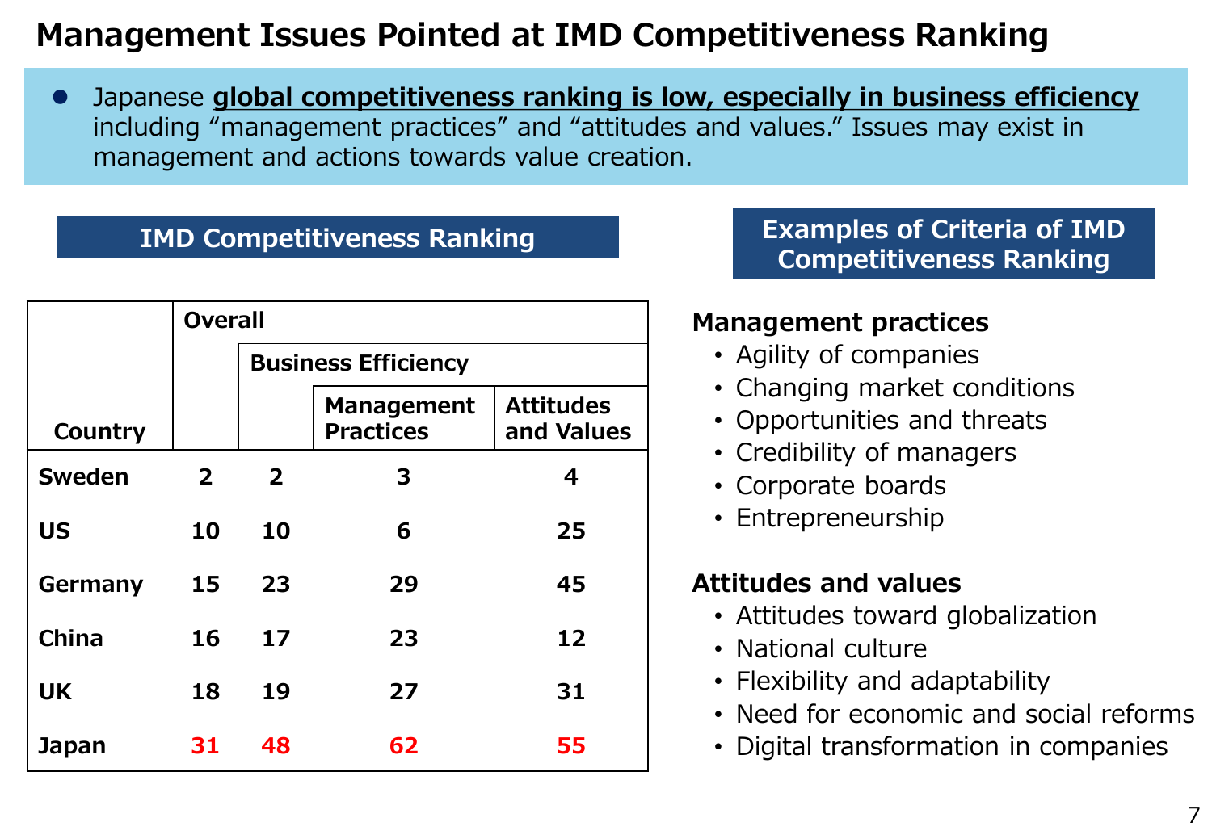# Management Issues Pointed at IMD Competitiveness Ranking

- Japanese **global competitiveness ranking is low, especially in business efficiency** including “management practices” and “attitudes and values.” Issues may exist in management and actions towards value creation.

## IMD Competitiveness Ranking

| Country | Overall | Business Efficiency | Management Practices | Attitudes and Values |
|---|---|---|---|---|
| **Sweden** | 2 | 2 | 3 | 4 |
| **US** | 10 | 10 | 6 | 25 |
| **Germany** | 15 | 23 | 29 | 45 |
| **China** | 16 | 17 | 23 | 12 |
| **UK** | 18 | 19 | 27 | 31 |
| **Japan** | 31 | 48 | 62 | 55 |

## Examples of Criteria of IMD Competitiveness Ranking

**Management practices**
- Agility of companies
- Changing market conditions
- Opportunities and threats
- Credibility of managers
- Corporate boards
- Entrepreneurship

**Attitudes and values**
- Attitudes toward globalization
- National culture
- Flexibility and adaptability
- Need for economic and social reforms
- Digital transformation in companies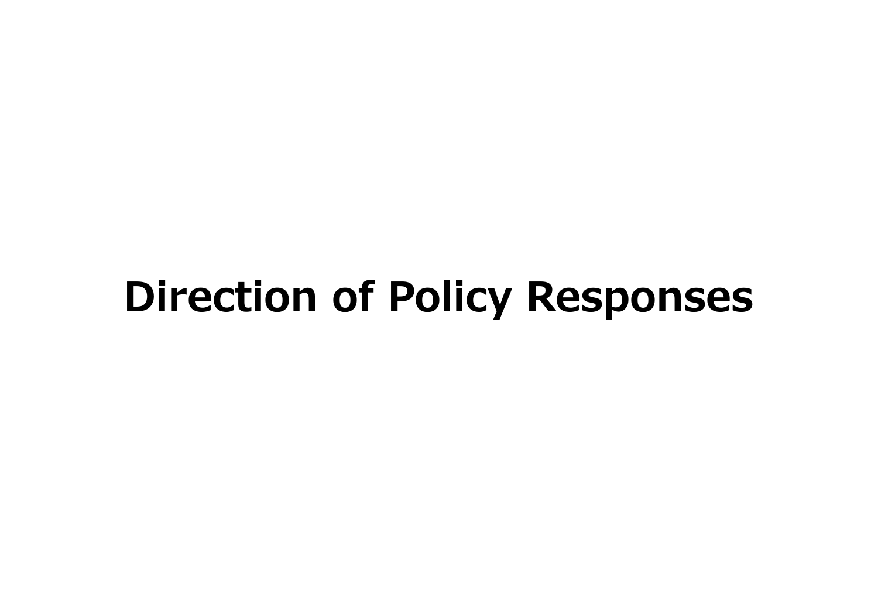# Direction of Policy Responses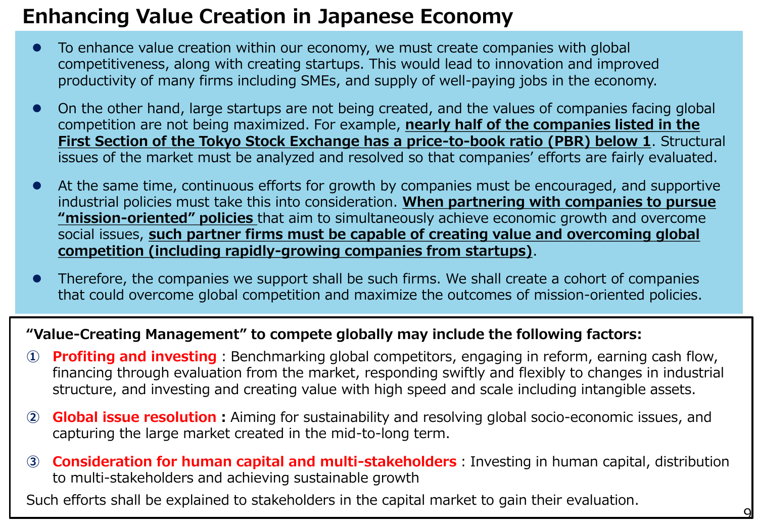# Enhancing Value Creation in Japanese Economy

- To enhance value creation within our economy, we must create companies with global competitiveness, along with creating startups. This would lead to innovation and improved productivity of many firms including SMEs, and supply of well-paying jobs in the economy.
- On the other hand, large startups are not being created, and the values of companies facing global competition are not being maximized. For example, **nearly half of the companies listed in the First Section of the Tokyo Stock Exchange has a price-to-book ratio (PBR) below 1**. Structural issues of the market must be analyzed and resolved so that companies' efforts are fairly evaluated.
- At the same time, continuous efforts for growth by companies must be encouraged, and supportive industrial policies must take this into consideration. **When partnering with companies to pursue "mission-oriented" policies** that aim to simultaneously achieve economic growth and overcome social issues, **such partner firms must be capable of creating value and overcoming global competition (including rapidly-growing companies from startups)**.
- Therefore, the companies we support shall be such firms. We shall create a cohort of companies that could overcome global competition and maximize the outcomes of mission-oriented policies.

**"Value-Creating Management" to compete globally may include the following factors:**

① **Profiting and investing** : Benchmarking global competitors, engaging in reform, earning cash flow, financing through evaluation from the market, responding swiftly and flexibly to changes in industrial structure, and investing and creating value with high speed and scale including intangible assets.

② **Global issue resolution :** Aiming for sustainability and resolving global socio-economic issues, and capturing the large market created in the mid-to-long term.

③ **Consideration for human capital and multi-stakeholders** : Investing in human capital, distribution to multi-stakeholders and achieving sustainable growth

Such efforts shall be explained to stakeholders in the capital market to gain their evaluation.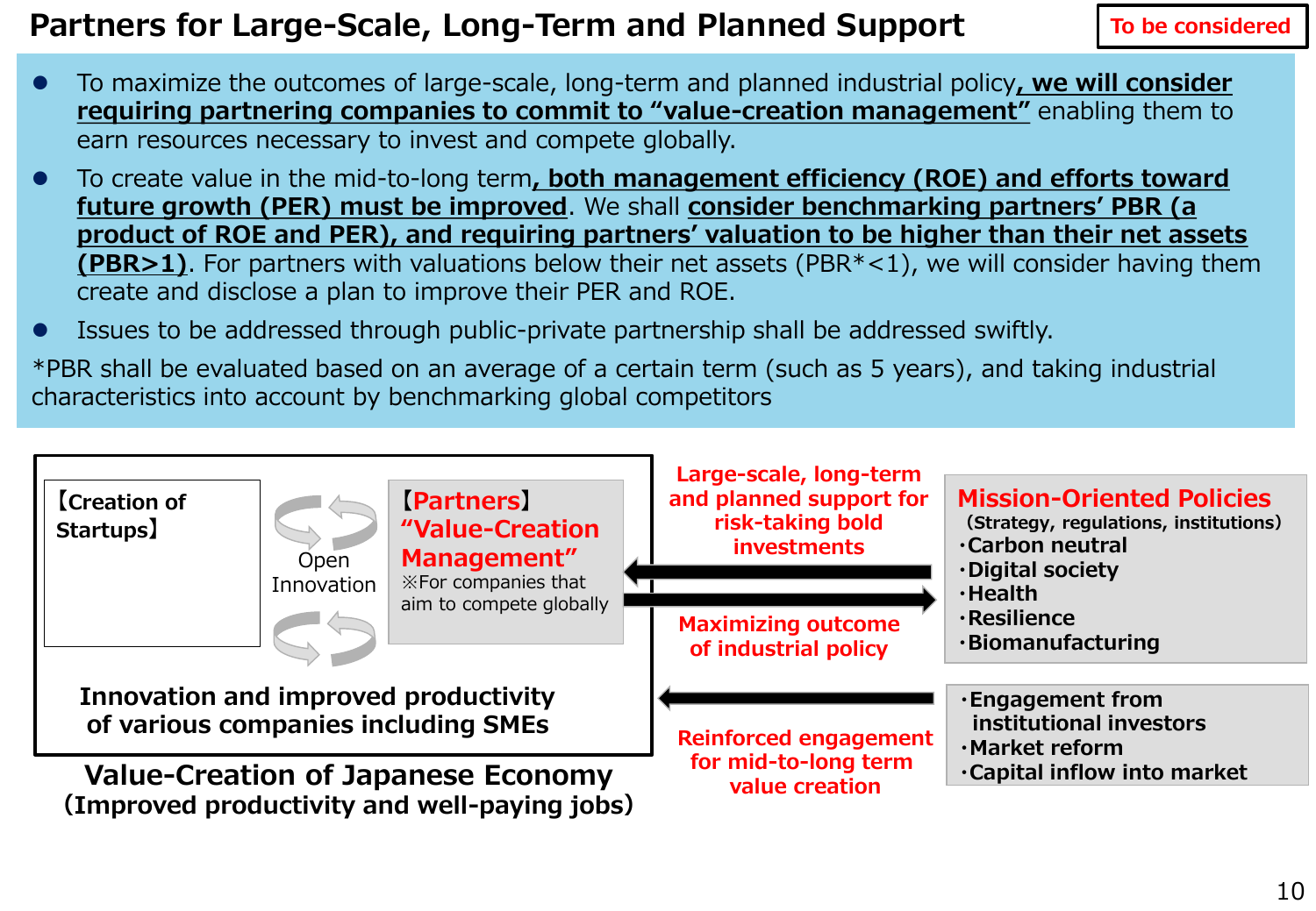# Partners for Large-Scale, Long-Term and Planned Support

To be considered

- To maximize the outcomes of large-scale, long-term and planned industrial policy**, we will consider requiring partnering companies to commit to "value-creation management"** enabling them to earn resources necessary to invest and compete globally.
- To create value in the mid-to-long term**, both management efficiency (ROE) and efforts toward future growth (PER) must be improved**. We shall **consider benchmarking partners' PBR (a product of ROE and PER), and requiring partners' valuation to be higher than their net assets (PBR>1)**. For partners with valuations below their net assets (PBR*<1), we will consider having them create and disclose a plan to improve their PER and ROE.
- Issues to be addressed through public-private partnership shall be addressed swiftly.

*PBR shall be evaluated based on an average of a certain term (such as 5 years), and taking industrial characteristics into account by benchmarking global competitors

【Creation of Startups】

Open Innovation

【Partners】 "Value-Creation Management"
※For companies that aim to compete globally

Innovation and improved productivity of various companies including SMEs

**Value-Creation of Japanese Economy**
**(Improved productivity and well-paying jobs)**

Large-scale, long-term and planned support for risk-taking bold investments

Maximizing outcome of industrial policy

**Mission-Oriented Policies**
(Strategy, regulations, institutions)
- Carbon neutral
- Digital society
- Health
- Resilience
- Biomanufacturing

Reinforced engagement for mid-to-long term value creation

- Engagement from institutional investors
- Market reform
- Capital inflow into market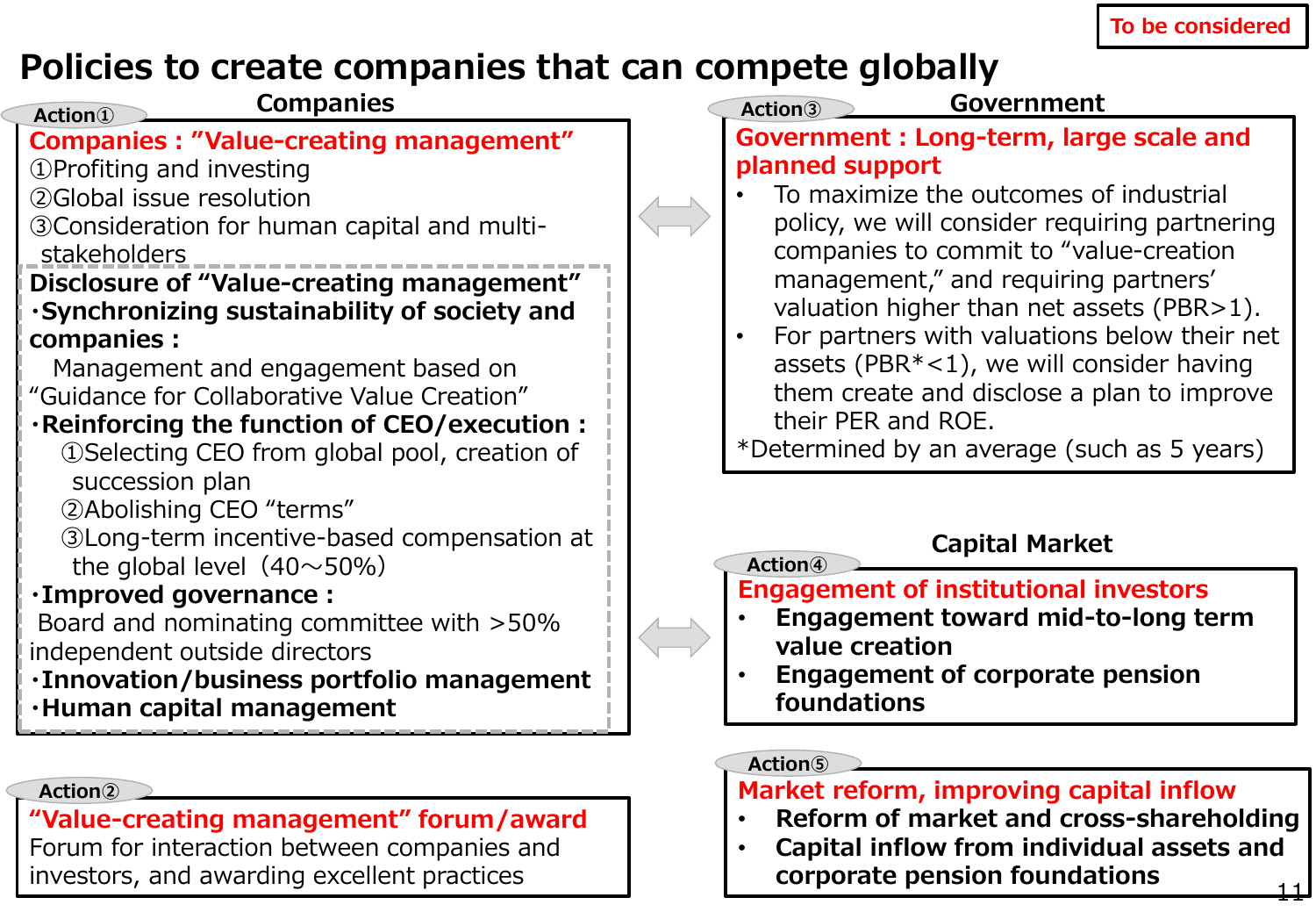To be considered

# Policies to create companies that can compete globally

## Companies

Action①

**Companies : "Value-creating management"**

①Profiting and investing
②Global issue resolution
③Consideration for human capital and multi-stakeholders

**Disclosure of "Value-creating management"**

**・Synchronizing sustainability of society and companies :**
Management and engagement based on "Guidance for Collaborative Value Creation"

**・Reinforcing the function of CEO/execution :**
①Selecting CEO from global pool, creation of succession plan
②Abolishing CEO "terms"
③Long-term incentive-based compensation at the global level（40～50%）

**・Improved governance :**
Board and nominating committee with >50% independent outside directors

**・Innovation/business portfolio management**

**・Human capital management**

Action②

**"Value-creating management" forum/award**

Forum for interaction between companies and investors, and awarding excellent practices

## Government

Action③

**Government : Long-term, large scale and planned support**

- To maximize the outcomes of industrial policy, we will consider requiring partnering companies to commit to "value-creation management," and requiring partners' valuation higher than net assets (PBR>1).
- For partners with valuations below their net assets (PBR*<1), we will consider having them create and disclose a plan to improve their PER and ROE.

*Determined by an average (such as 5 years)

## Capital Market

Action④

**Engagement of institutional investors**

- **Engagement toward mid-to-long term value creation**
- **Engagement of corporate pension foundations**

Action⑤

**Market reform, improving capital inflow**

- **Reform of market and cross-shareholding**
- **Capital inflow from individual assets and corporate pension foundations**